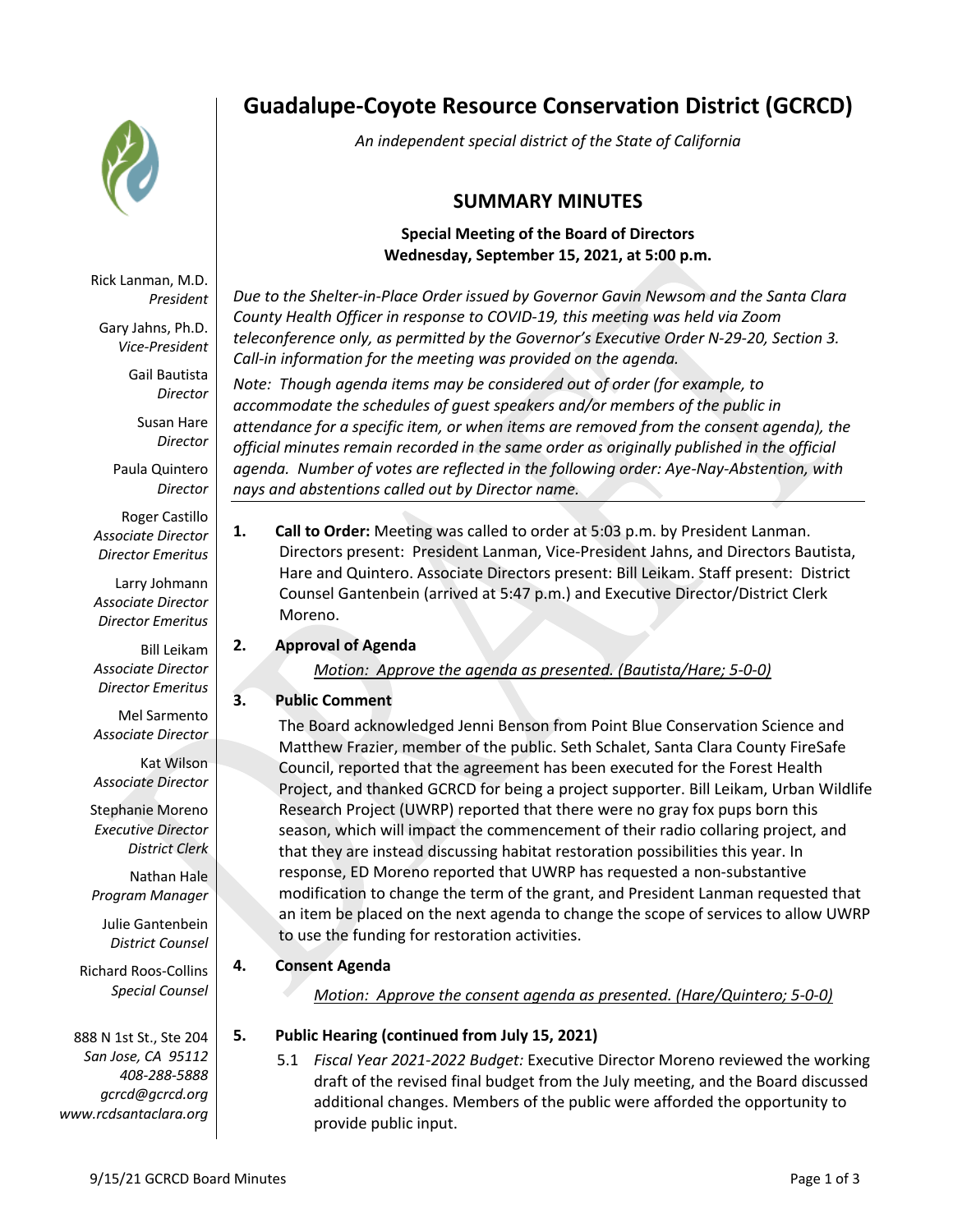# Guadalupe-Coyote Resource Conservation District (GCRCD)

*An independent special district of the State of California*

Rick Lanman, M.D.
*President*

Gary Jahns, Ph.D.
*Vice-President*

Gail Bautista
*Director*

Susan Hare
*Director*

Paula Quintero
*Director*

Roger Castillo
*Associate Director*
*Director Emeritus*

Larry Johmann
*Associate Director*
*Director Emeritus*

Bill Leikam
*Associate Director*
*Director Emeritus*

Mel Sarmento
*Associate Director*

Kat Wilson
*Associate Director*

Stephanie Moreno
*Executive Director*
*District Clerk*

Nathan Hale
*Program Manager*

Julie Gantenbein
*District Counsel*

Richard Roos-Collins
*Special Counsel*

888 N 1st St., Ste 204
*San Jose, CA 95112*
*408-288-5888*
*gcrcd@gcrcd.org*
*www.rcdsantaclara.org*

## SUMMARY MINUTES

**Special Meeting of the Board of Directors**
**Wednesday, September 15, 2021, at 5:00 p.m.**

*Due to the Shelter-in-Place Order issued by Governor Gavin Newsom and the Santa Clara County Health Officer in response to COVID-19, this meeting was held via Zoom teleconference only, as permitted by the Governor's Executive Order N-29-20, Section 3. Call-in information for the meeting was provided on the agenda.*

*Note: Though agenda items may be considered out of order (for example, to accommodate the schedules of guest speakers and/or members of the public in attendance for a specific item, or when items are removed from the consent agenda), the official minutes remain recorded in the same order as originally published in the official agenda. Number of votes are reflected in the following order: Aye-Nay-Abstention, with nays and abstentions called out by Director name.*

---

**1. Call to Order:** Meeting was called to order at 5:03 p.m. by President Lanman. Directors present: President Lanman, Vice-President Jahns, and Directors Bautista, Hare and Quintero. Associate Directors present: Bill Leikam. Staff present: District Counsel Gantenbein (arrived at 5:47 p.m.) and Executive Director/District Clerk Moreno.

**2. Approval of Agenda**

<u>*Motion: Approve the agenda as presented. (Bautista/Hare; 5-0-0)*</u>

**3. Public Comment**

The Board acknowledged Jenni Benson from Point Blue Conservation Science and Matthew Frazier, member of the public. Seth Schalet, Santa Clara County FireSafe Council, reported that the agreement has been executed for the Forest Health Project, and thanked GCRCD for being a project supporter. Bill Leikam, Urban Wildlife Research Project (UWRP) reported that there were no gray fox pups born this season, which will impact the commencement of their radio collaring project, and that they are instead discussing habitat restoration possibilities this year. In response, ED Moreno reported that UWRP has requested a non-substantive modification to change the term of the grant, and President Lanman requested that an item be placed on the next agenda to change the scope of services to allow UWRP to use the funding for restoration activities.

**4. Consent Agenda**

<u>*Motion: Approve the consent agenda as presented. (Hare/Quintero; 5-0-0)*</u>

**5. Public Hearing (continued from July 15, 2021)**

5.1 *Fiscal Year 2021-2022 Budget:* Executive Director Moreno reviewed the working draft of the revised final budget from the July meeting, and the Board discussed additional changes. Members of the public were afforded the opportunity to provide public input.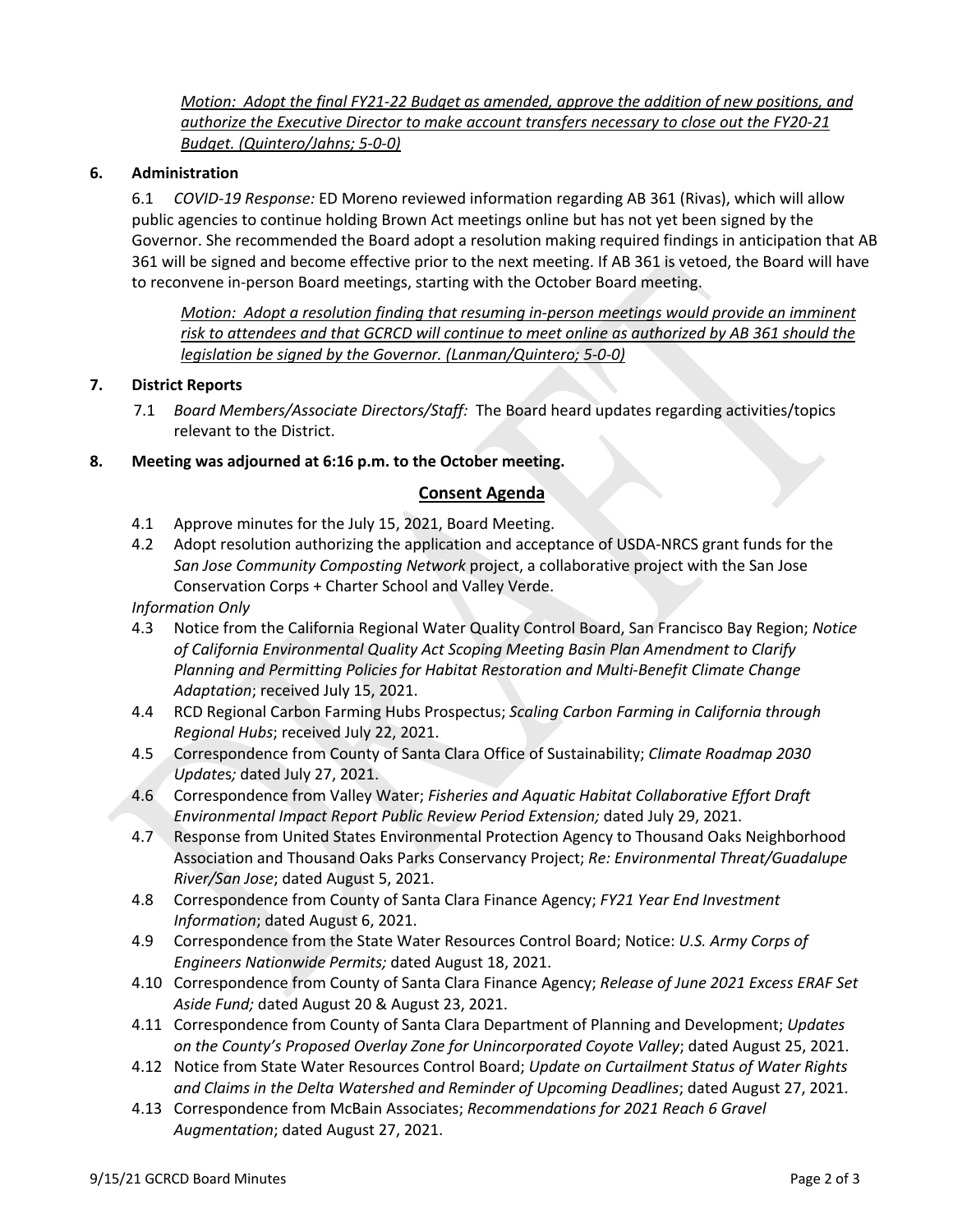*Motion: Adopt the final FY21-22 Budget as amended, approve the addition of new positions, and authorize the Executive Director to make account transfers necessary to close out the FY20-21 Budget. (Quintero/Jahns; 5-0-0)*

## 6. Administration

6.1 *COVID-19 Response:* ED Moreno reviewed information regarding AB 361 (Rivas), which will allow public agencies to continue holding Brown Act meetings online but has not yet been signed by the Governor. She recommended the Board adopt a resolution making required findings in anticipation that AB 361 will be signed and become effective prior to the next meeting. If AB 361 is vetoed, the Board will have to reconvene in-person Board meetings, starting with the October Board meeting.

*Motion: Adopt a resolution finding that resuming in-person meetings would provide an imminent risk to attendees and that GCRCD will continue to meet online as authorized by AB 361 should the legislation be signed by the Governor. (Lanman/Quintero; 5-0-0)*

## 7. District Reports

7.1 *Board Members/Associate Directors/Staff:* The Board heard updates regarding activities/topics relevant to the District.

## 8. Meeting was adjourned at 6:16 p.m. to the October meeting.

## Consent Agenda

4.1 Approve minutes for the July 15, 2021, Board Meeting.

4.2 Adopt resolution authorizing the application and acceptance of USDA-NRCS grant funds for the *San Jose Community Composting Network* project, a collaborative project with the San Jose Conservation Corps + Charter School and Valley Verde.

*Information Only*

4.3 Notice from the California Regional Water Quality Control Board, San Francisco Bay Region; *Notice of California Environmental Quality Act Scoping Meeting Basin Plan Amendment to Clarify Planning and Permitting Policies for Habitat Restoration and Multi-Benefit Climate Change Adaptation*; received July 15, 2021.

4.4 RCD Regional Carbon Farming Hubs Prospectus; *Scaling Carbon Farming in California through Regional Hubs*; received July 22, 2021.

4.5 Correspondence from County of Santa Clara Office of Sustainability; *Climate Roadmap 2030 Updates;* dated July 27, 2021.

4.6 Correspondence from Valley Water; *Fisheries and Aquatic Habitat Collaborative Effort Draft Environmental Impact Report Public Review Period Extension;* dated July 29, 2021.

4.7 Response from United States Environmental Protection Agency to Thousand Oaks Neighborhood Association and Thousand Oaks Parks Conservancy Project; *Re: Environmental Threat/Guadalupe River/San Jose*; dated August 5, 2021.

4.8 Correspondence from County of Santa Clara Finance Agency; *FY21 Year End Investment Information*; dated August 6, 2021.

4.9 Correspondence from the State Water Resources Control Board; Notice: *U.S. Army Corps of Engineers Nationwide Permits;* dated August 18, 2021.

4.10 Correspondence from County of Santa Clara Finance Agency; *Release of June 2021 Excess ERAF Set Aside Fund;* dated August 20 & August 23, 2021.

4.11 Correspondence from County of Santa Clara Department of Planning and Development; *Updates on the County's Proposed Overlay Zone for Unincorporated Coyote Valley*; dated August 25, 2021.

4.12 Notice from State Water Resources Control Board; *Update on Curtailment Status of Water Rights and Claims in the Delta Watershed and Reminder of Upcoming Deadlines*; dated August 27, 2021.

4.13 Correspondence from McBain Associates; *Recommendations for 2021 Reach 6 Gravel Augmentation*; dated August 27, 2021.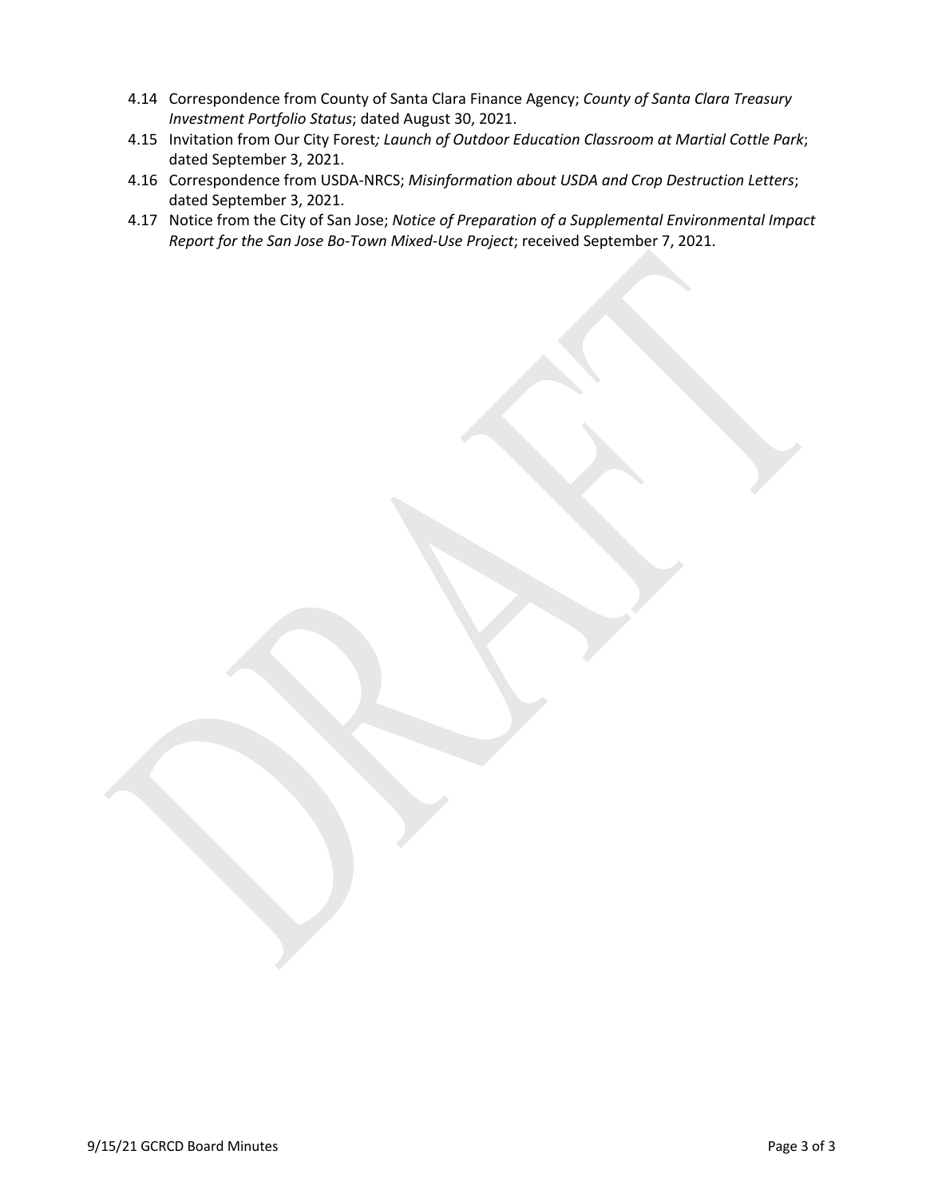4.14 Correspondence from County of Santa Clara Finance Agency; *County of Santa Clara Treasury Investment Portfolio Status*; dated August 30, 2021.

4.15 Invitation from Our City Forest*; Launch of Outdoor Education Classroom at Martial Cottle Park*; dated September 3, 2021.

4.16 Correspondence from USDA-NRCS; *Misinformation about USDA and Crop Destruction Letters*; dated September 3, 2021.

4.17 Notice from the City of San Jose; *Notice of Preparation of a Supplemental Environmental Impact Report for the San Jose Bo-Town Mixed-Use Project*; received September 7, 2021.